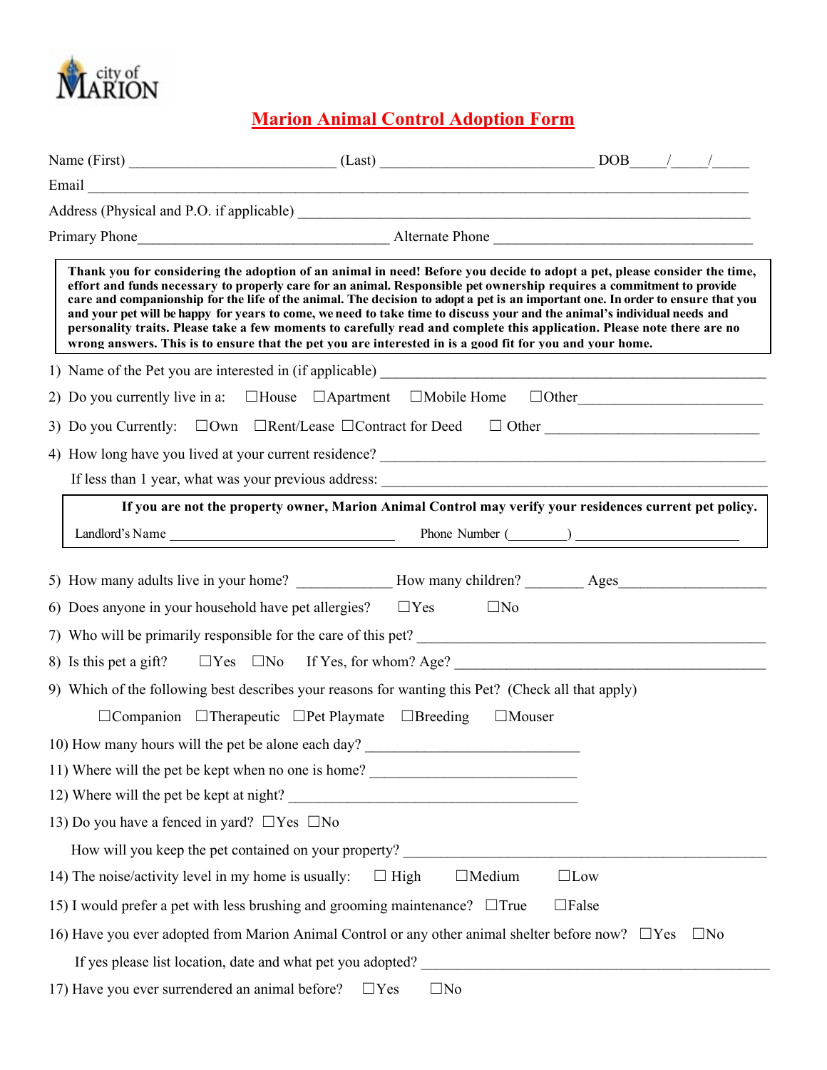city of MARION

# Marion Animal Control Adoption Form

Name (First) ___________________________ (Last) ____________________________ DOB____/____/_____

Email ___________________________________________________________________________________

Address (Physical and P.O. if applicable) ___________________________________________________________

Primary Phone________________________________ Alternate Phone __________________________________

**Thank you for considering the adoption of an animal in need! Before you decide to adopt a pet, please consider the time, effort and funds necessary to properly care for an animal. Responsible pet ownership requires a commitment to provide care and companionship for the life of the animal. The decision to adopt a pet is an important one. In order to ensure that you and your pet will be happy for years to come, we need to take time to discuss your and the animal's individual needs and personality traits. Please take a few moments to carefully read and complete this application. Please note there are no wrong answers. This is to ensure that the pet you are interested in is a good fit for you and your home.**

1) Name of the Pet you are interested in (if applicable) ____________________________________________

2) Do you currently live in a: ☐House ☐Apartment ☐Mobile Home ☐Other_______________________

3) Do you Currently: ☐Own ☐Rent/Lease ☐Contract for Deed ☐ Other ____________________________

4) How long have you lived at your current residence? ______________________________________________

If less than 1 year, what was your previous address: ______________________________________________

**If you are not the property owner, Marion Animal Control may verify your residences current pet policy.**

Landlord's Name ______________________________ Phone Number (________) _______________________

5) How many adults live in your home? ____________ How many children? _______ Ages__________________

6) Does anyone in your household have pet allergies? ☐Yes ☐No

7) Who will be primarily responsible for the care of this pet? ____________________________________________

8) Is this pet a gift? ☐Yes ☐No If Yes, for whom? Age? ______________________________________

9) Which of the following best describes your reasons for wanting this Pet? (Check all that apply)

☐Companion ☐Therapeutic ☐Pet Playmate ☐Breeding ☐Mouser

10) How many hours will the pet be alone each day? ____________________________

11) Where will the pet be kept when no one is home? ___________________________

12) Where will the pet be kept at night? ______________________________________

13) Do you have a fenced in yard? ☐Yes ☐No

How will you keep the pet contained on your property? ______________________________________________

14) The noise/activity level in my home is usually: ☐ High ☐Medium ☐Low

15) I would prefer a pet with less brushing and grooming maintenance? ☐True ☐False

16) Have you ever adopted from Marion Animal Control or any other animal shelter before now? ☐Yes ☐No

If yes please list location, date and what pet you adopted? ___________________________________________

17) Have you ever surrendered an animal before? ☐Yes ☐No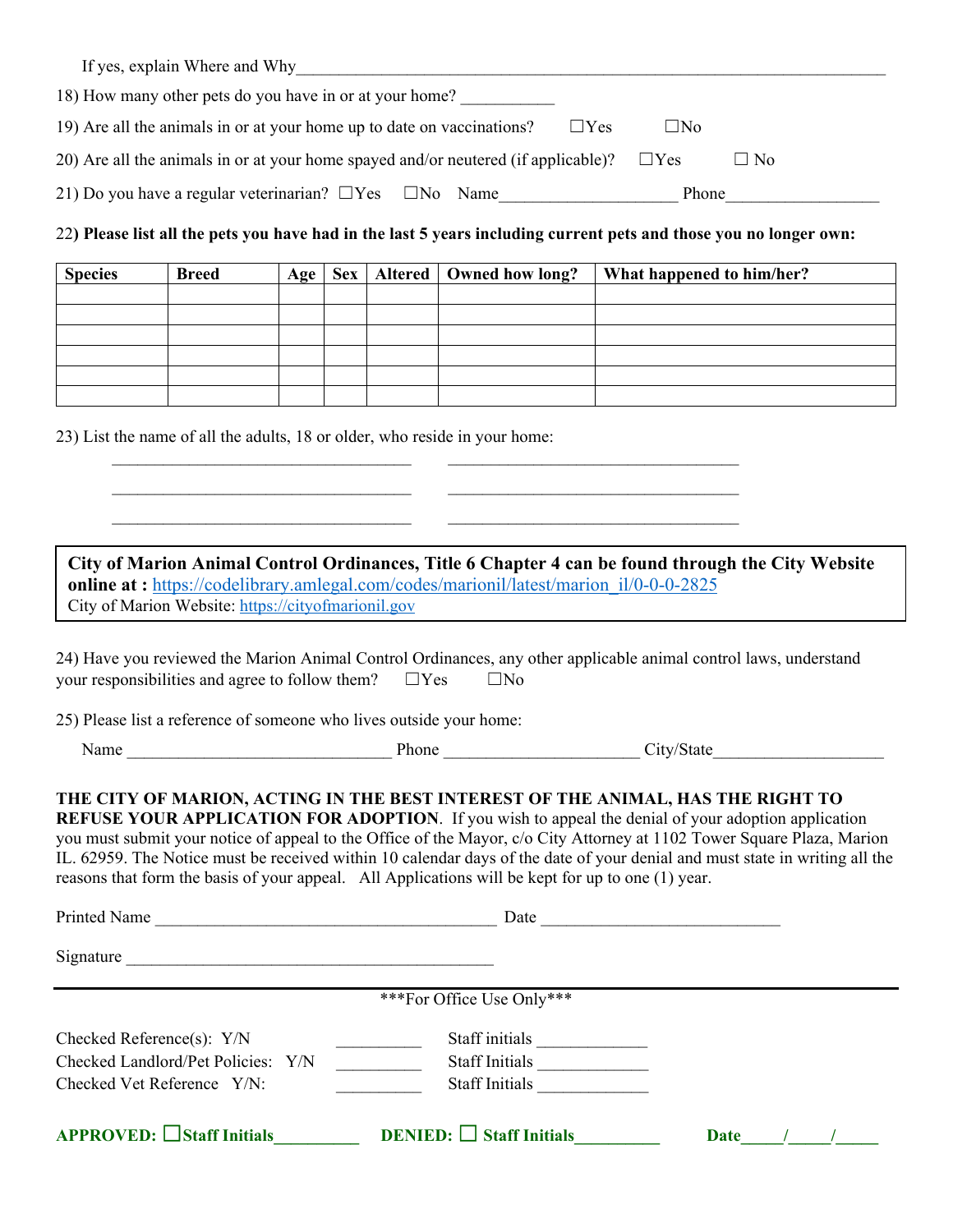If yes, explain Where and Why_______________________________________________________________________

18) How many other pets do you have in or at your home? ___________

19) Are all the animals in or at your home up to date on vaccinations? ☐Yes ☐No

20) Are all the animals in or at your home spayed and/or neutered (if applicable)? ☐Yes ☐ No

21) Do you have a regular veterinarian? ☐Yes ☐No Name____________________ Phone_________________

22**) Please list all the pets you have had in the last 5 years including current pets and those you no longer own:**

| Species | Breed | Age | Sex | Altered | Owned how long? | What happened to him/her? |
|---|---|---|---|---|---|---|
| | | | | | | |
| | | | | | | |
| | | | | | | |
| | | | | | | |
| | | | | | | |
| | | | | | | |

23) List the name of all the adults, 18 or older, who reside in your home:

___________________________________ ___________________________________

___________________________________ ___________________________________

___________________________________ ___________________________________

**City of Marion Animal Control Ordinances, Title 6 Chapter 4 can be found through the City Website online at :** https://codelibrary.amlegal.com/codes/marionil/latest/marion_il/0-0-0-2825
City of Marion Website: https://cityofmarionil.gov

24) Have you reviewed the Marion Animal Control Ordinances, any other applicable animal control laws, understand your responsibilities and agree to follow them? ☐Yes ☐No

25) Please list a reference of someone who lives outside your home:

Name _______________________________ Phone ______________________ City/State____________________

**THE CITY OF MARION, ACTING IN THE BEST INTEREST OF THE ANIMAL, HAS THE RIGHT TO REFUSE YOUR APPLICATION FOR ADOPTION**. If you wish to appeal the denial of your adoption application you must submit your notice of appeal to the Office of the Mayor, c/o City Attorney at 1102 Tower Square Plaza, Marion IL. 62959. The Notice must be received within 10 calendar days of the date of your denial and must state in writing all the reasons that form the basis of your appeal. All Applications will be kept for up to one (1) year.

Printed Name ________________________________________ Date ____________________________

Signature ___________________________________________

***For Office Use Only***

Checked Reference(s): Y/N __________ Staff initials _____________

Checked Landlord/Pet Policies: Y/N __________ Staff Initials _____________

Checked Vet Reference Y/N: __________ Staff Initials _____________

**APPROVED: ☐Staff Initials__________ DENIED: ☐ Staff Initials__________ Date_____/_____/_____**